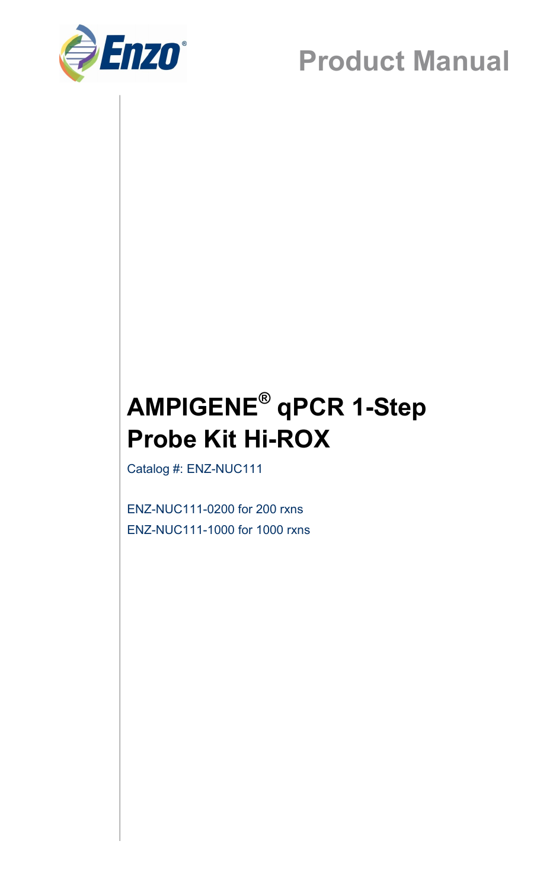Product Manual

# AMPIGENE® qPCR 1-Step Probe Kit Hi-ROX

Catalog #: ENZ-NUC111

ENZ-NUC111-0200 for 200 rxns

ENZ-NUC111-1000 for 1000 rxns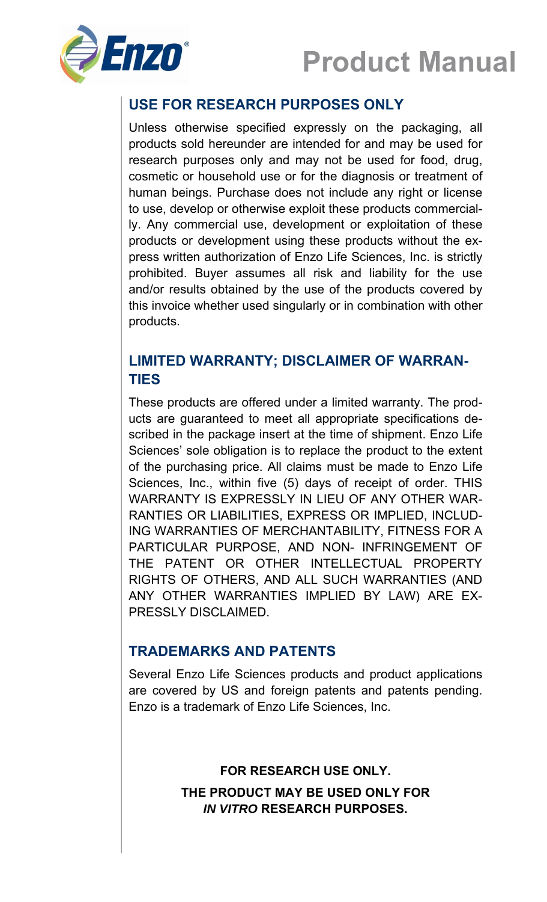# Product Manual

## USE FOR RESEARCH PURPOSES ONLY

Unless otherwise specified expressly on the packaging, all products sold hereunder are intended for and may be used for research purposes only and may not be used for food, drug, cosmetic or household use or for the diagnosis or treatment of human beings. Purchase does not include any right or license to use, develop or otherwise exploit these products commercially. Any commercial use, development or exploitation of these products or development using these products without the express written authorization of Enzo Life Sciences, Inc. is strictly prohibited. Buyer assumes all risk and liability for the use and/or results obtained by the use of the products covered by this invoice whether used singularly or in combination with other products.

## LIMITED WARRANTY; DISCLAIMER OF WARRANTIES

These products are offered under a limited warranty. The products are guaranteed to meet all appropriate specifications described in the package insert at the time of shipment. Enzo Life Sciences' sole obligation is to replace the product to the extent of the purchasing price. All claims must be made to Enzo Life Sciences, Inc., within five (5) days of receipt of order. THIS WARRANTY IS EXPRESSLY IN LIEU OF ANY OTHER WARRANTIES OR LIABILITIES, EXPRESS OR IMPLIED, INCLUDING WARRANTIES OF MERCHANTABILITY, FITNESS FOR A PARTICULAR PURPOSE, AND NON- INFRINGEMENT OF THE PATENT OR OTHER INTELLECTUAL PROPERTY RIGHTS OF OTHERS, AND ALL SUCH WARRANTIES (AND ANY OTHER WARRANTIES IMPLIED BY LAW) ARE EXPRESSLY DISCLAIMED.

## TRADEMARKS AND PATENTS

Several Enzo Life Sciences products and product applications are covered by US and foreign patents and patents pending. Enzo is a trademark of Enzo Life Sciences, Inc.

**FOR RESEARCH USE ONLY.**

**THE PRODUCT MAY BE USED ONLY FOR *IN VITRO* RESEARCH PURPOSES.**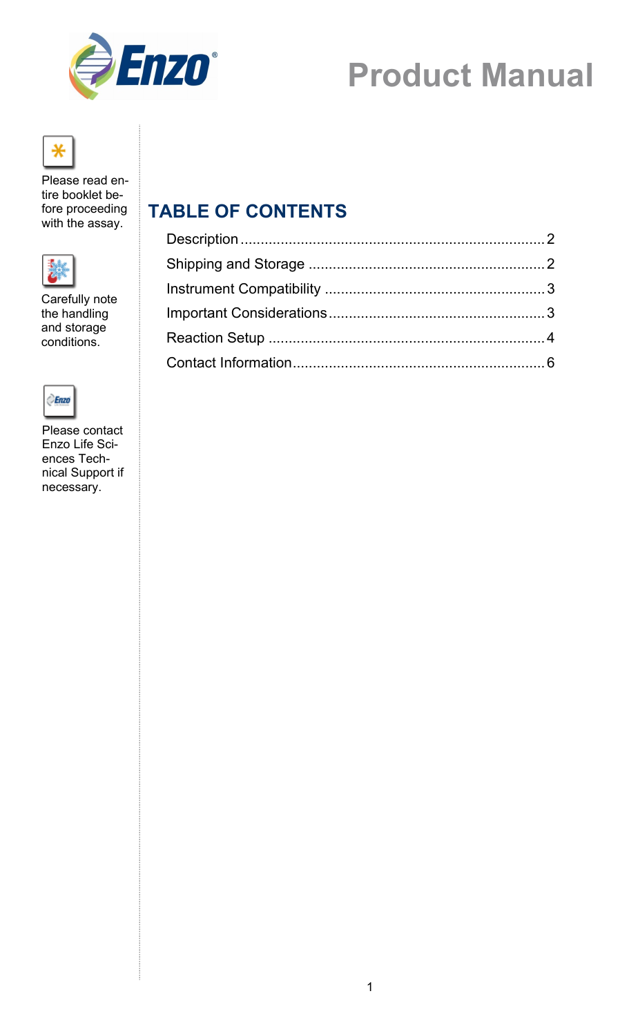# Product Manual

Please read entire booklet before proceeding with the assay.

Carefully note the handling and storage conditions.

Please contact Enzo Life Sciences Technical Support if necessary.

## TABLE OF CONTENTS

| Section | Page |
| --- | --- |
| Description | 2 |
| Shipping and Storage | 2 |
| Instrument Compatibility | 3 |
| Important Considerations | 3 |
| Reaction Setup | 4 |
| Contact Information | 6 |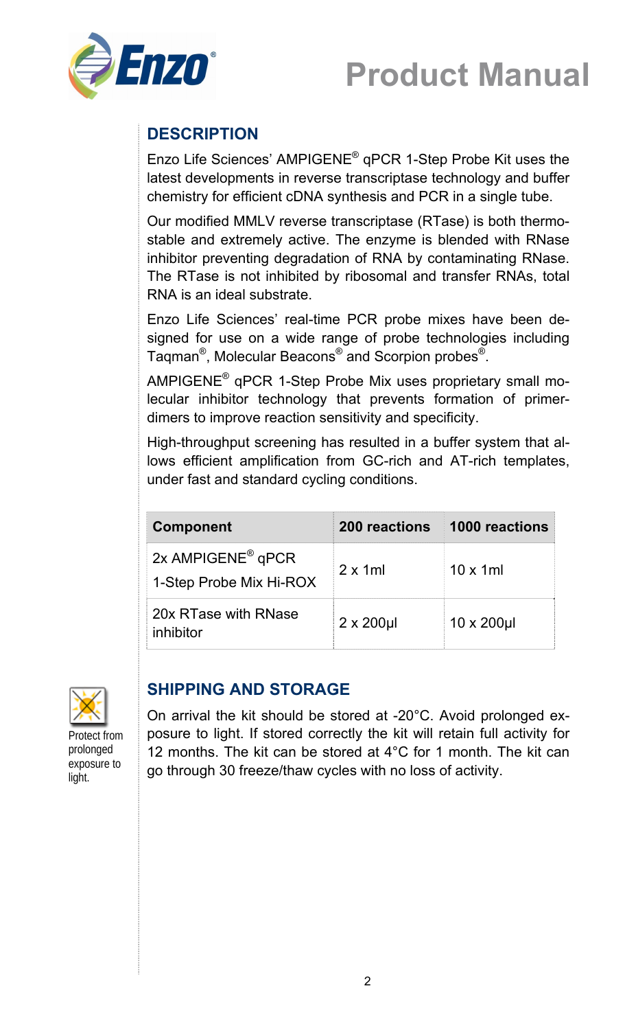# Product Manual

## DESCRIPTION

Enzo Life Sciences' AMPIGENE® qPCR 1-Step Probe Kit uses the latest developments in reverse transcriptase technology and buffer chemistry for efficient cDNA synthesis and PCR in a single tube.

Our modified MMLV reverse transcriptase (RTase) is both thermostable and extremely active. The enzyme is blended with RNase inhibitor preventing degradation of RNA by contaminating RNase. The RTase is not inhibited by ribosomal and transfer RNAs, total RNA is an ideal substrate.

Enzo Life Sciences' real-time PCR probe mixes have been designed for use on a wide range of probe technologies including Taqman®, Molecular Beacons® and Scorpion probes®.

AMPIGENE® qPCR 1-Step Probe Mix uses proprietary small molecular inhibitor technology that prevents formation of primer-dimers to improve reaction sensitivity and specificity.

High-throughput screening has resulted in a buffer system that allows efficient amplification from GC-rich and AT-rich templates, under fast and standard cycling conditions.

| Component | 200 reactions | 1000 reactions |
|---|---|---|
| 2x AMPIGENE® qPCR 1-Step Probe Mix Hi-ROX | 2 x 1ml | 10 x 1ml |
| 20x RTase with RNase inhibitor | 2 x 200µl | 10 x 200µl |

## SHIPPING AND STORAGE

Protect from prolonged exposure to light.

On arrival the kit should be stored at -20°C. Avoid prolonged exposure to light. If stored correctly the kit will retain full activity for 12 months. The kit can be stored at 4°C for 1 month. The kit can go through 30 freeze/thaw cycles with no loss of activity.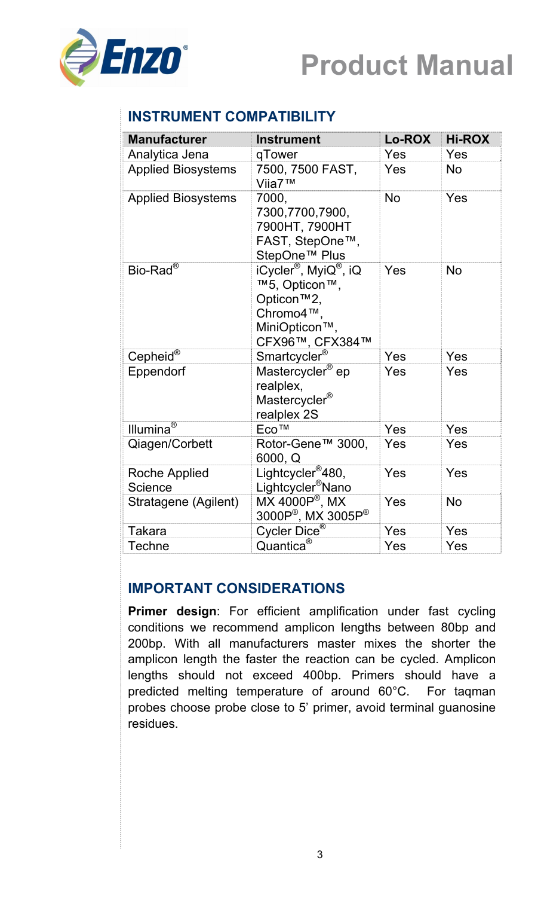## INSTRUMENT COMPATIBILITY

| Manufacturer | Instrument | Lo-ROX | Hi-ROX |
|---|---|---|---|
| Analytica Jena | qTower | Yes | Yes |
| Applied Biosystems | 7500, 7500 FAST, Viia7™ | Yes | No |
| Applied Biosystems | 7000, 7300,7700,7900, 7900HT, 7900HT FAST, StepOne™, StepOne™ Plus | No | Yes |
| Bio-Rad® | iCycler®, MyiQ®, iQ ™5, Opticon™, Opticon™2, Chromo4™, MiniOpticon™, CFX96™, CFX384™ | Yes | No |
| Cepheid® | Smartcycler® | Yes | Yes |
| Eppendorf | Mastercycler® ep realplex, Mastercycler® realplex 2S | Yes | Yes |
| Illumina® | Eco™ | Yes | Yes |
| Qiagen/Corbett | Rotor-Gene™ 3000, 6000, Q | Yes | Yes |
| Roche Applied Science | Lightcycler®480, Lightcycler®Nano | Yes | Yes |
| Stratagene (Agilent) | MX 4000P®, MX 3000P®, MX 3005P® | Yes | No |
| Takara | Cycler Dice® | Yes | Yes |
| Techne | Quantica® | Yes | Yes |

## IMPORTANT CONSIDERATIONS

**Primer design**: For efficient amplification under fast cycling conditions we recommend amplicon lengths between 80bp and 200bp. With all manufacturers master mixes the shorter the amplicon length the faster the reaction can be cycled. Amplicon lengths should not exceed 400bp. Primers should have a predicted melting temperature of around 60°C. For taqman probes choose probe close to 5' primer, avoid terminal guanosine residues.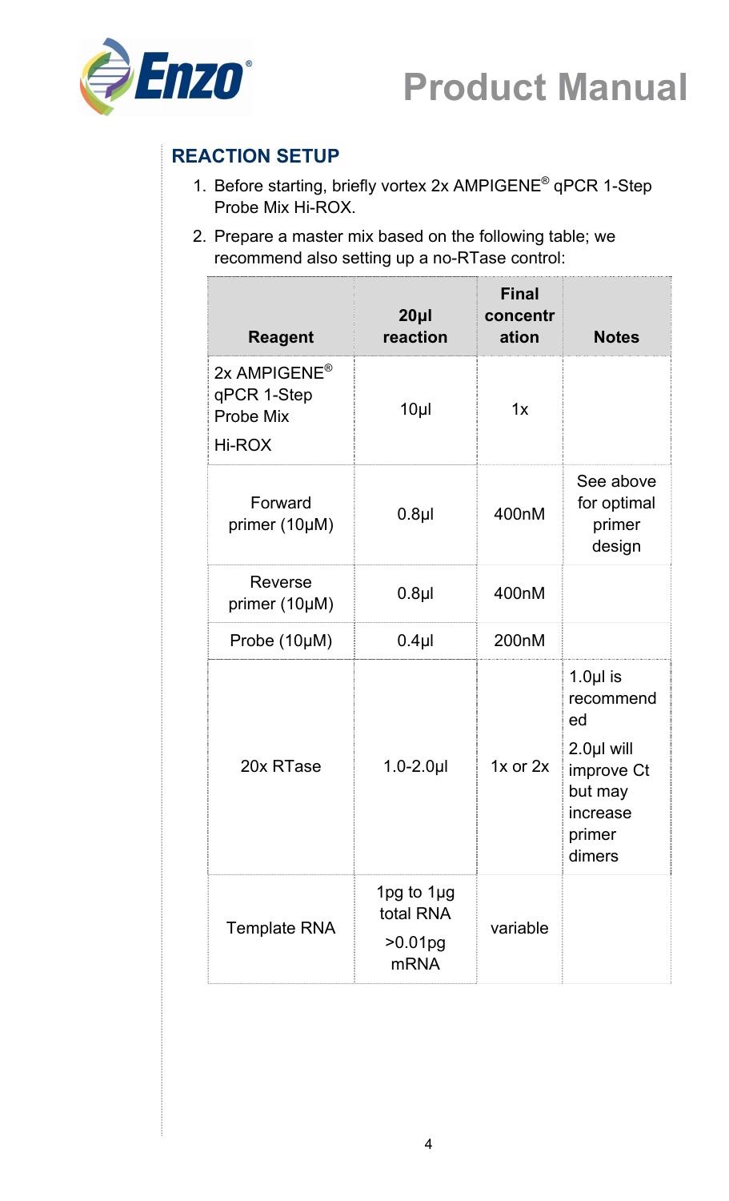## REACTION SETUP

1. Before starting, briefly vortex 2x AMPIGENE® qPCR 1-Step Probe Mix Hi-ROX.
2. Prepare a master mix based on the following table; we recommend also setting up a no-RTase control:

| Reagent | 20µl reaction | Final concentration | Notes |
|---|---|---|---|
| 2x AMPIGENE® qPCR 1-Step Probe Mix Hi-ROX | 10µl | 1x | |
| Forward primer (10µM) | 0.8µl | 400nM | See above for optimal primer design |
| Reverse primer (10µM) | 0.8µl | 400nM | |
| Probe (10µM) | 0.4µl | 200nM | |
| 20x RTase | 1.0-2.0µl | 1x or 2x | 1.0µl is recommended<br>2.0µl will improve Ct but may increase primer dimers |
| Template RNA | 1pg to 1µg total RNA<br>>0.01pg mRNA | variable | |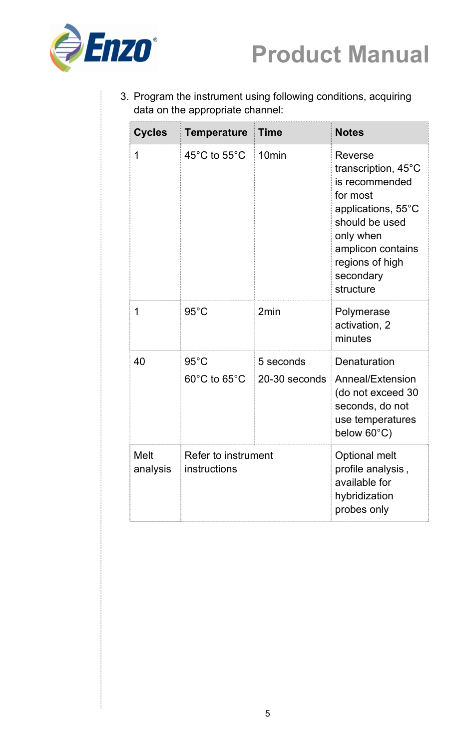3. Program the instrument using following conditions, acquiring data on the appropriate channel:

| Cycles | Temperature | Time | Notes |
|---|---|---|---|
| 1 | 45°C to 55°C | 10min | Reverse transcription, 45°C is recommended for most applications, 55°C should be used only when amplicon contains regions of high secondary structure |
| 1 | 95°C | 2min | Polymerase activation, 2 minutes |
| 40 | 95°C<br>60°C to 65°C | 5 seconds<br>20-30 seconds | Denaturation<br>Anneal/Extension (do not exceed 30 seconds, do not use temperatures below 60°C) |
| Melt analysis | Refer to instrument instructions | | Optional melt profile analysis , available for hybridization probes only |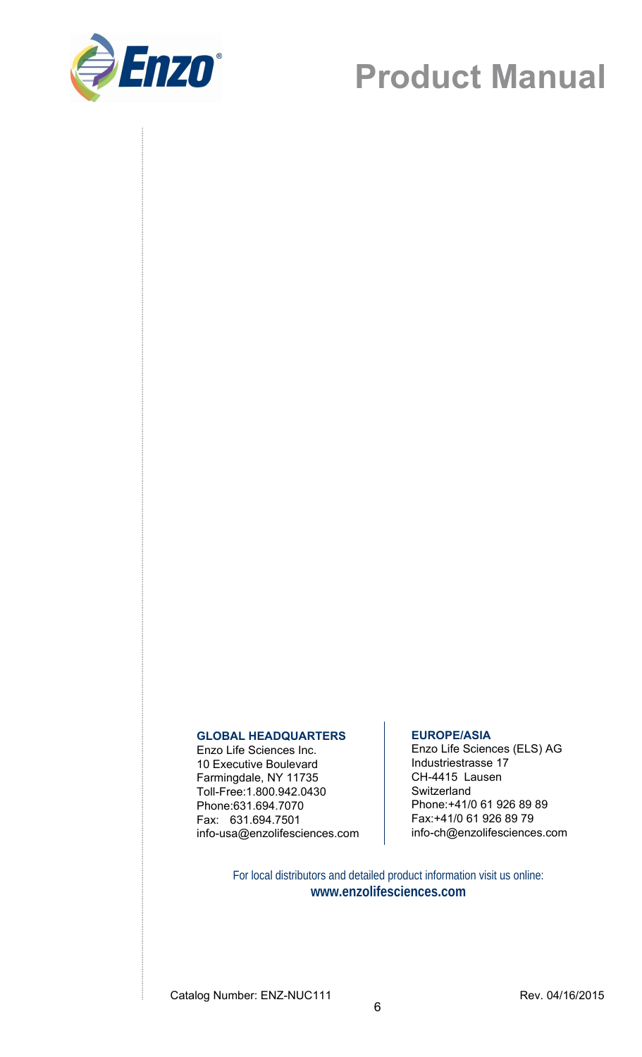# Product Manual

**GLOBAL HEADQUARTERS**
Enzo Life Sciences Inc.
10 Executive Boulevard
Farmingdale, NY 11735
Toll-Free:1.800.942.0430
Phone:631.694.7070
Fax: 631.694.7501
info-usa@enzolifesciences.com

**EUROPE/ASIA**
Enzo Life Sciences (ELS) AG
Industriestrasse 17
CH-4415 Lausen
Switzerland
Phone:+41/0 61 926 89 89
Fax:+41/0 61 926 89 79
info-ch@enzolifesciences.com

For local distributors and detailed product information visit us online:
**www.enzolifesciences.com**

Catalog Number: ENZ-NUC111

Rev. 04/16/2015